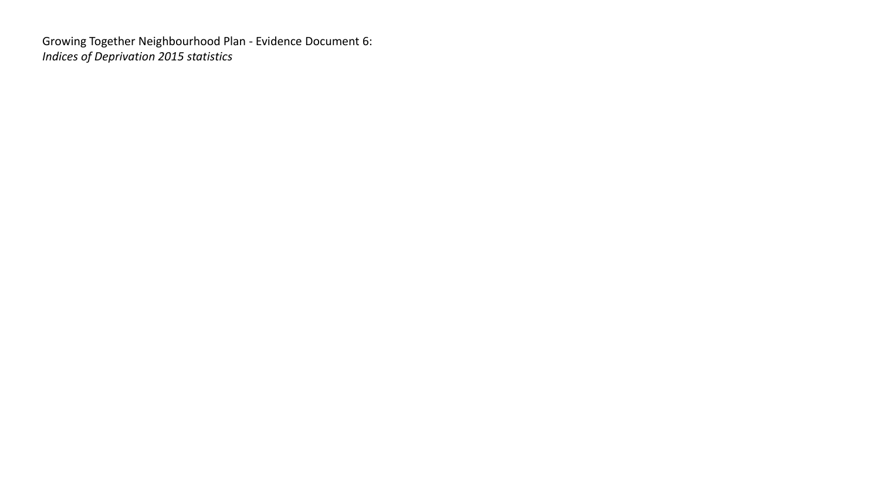Growing Together Neighbourhood Plan - Evidence Document 6:
*Indices of Deprivation 2015 statistics*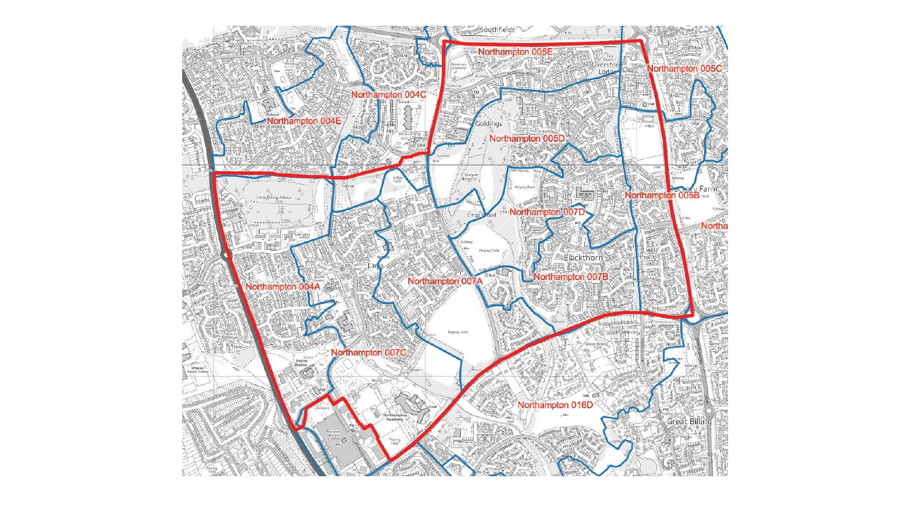Northampton 005E

Northampton 005C

Northampton 004C

Northampton 004E

Northampton 005D

Northampton 005B

Northampton 007D

Northampton 007A

Northampton 007B

Northampton 004A

Northampton 007C

Northampton 016D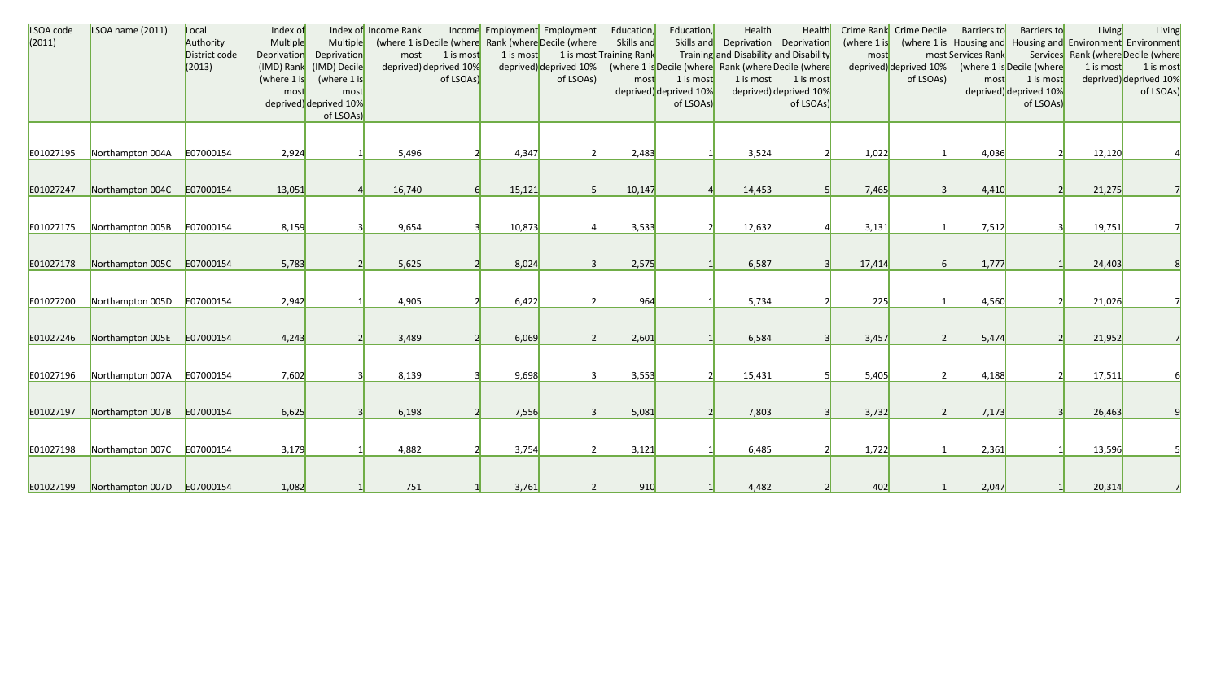| LSOA code (2011) | LSOA name (2011) | Local Authority District code (2013) | Index of Multiple Deprivation (IMD) Rank (where 1 is most deprived) | Index of Multiple Deprivation (IMD) Decile (where 1 is most deprived 10% of LSOAs) | Income Rank (where 1 is most deprived) | Income Decile (where 1 is most deprived 10% of LSOAs) | Employment Rank (where 1 is most deprived) | Employment Decile (where 1 is most deprived 10% of LSOAs) | Education, Skills and Training Rank (where 1 is most deprived) | Education, Skills and Training Decile (where 1 is most deprived 10% of LSOAs) | Health Deprivation and Disability Rank (where 1 is most deprived) | Health Deprivation and Disability Decile (where 1 is most deprived 10% of LSOAs) | Crime Rank (where 1 is most deprived) | Crime Decile (where 1 is most deprived 10% of LSOAs) | Barriers to Housing and Services Rank (where 1 is most deprived) | Barriers to Housing and Services Decile (where 1 is most deprived 10% of LSOAs) | Living Environment Rank (where 1 is most deprived) | Living Environment Decile (where 1 is most deprived 10% of LSOAs) |
|---|---|---|---|---|---|---|---|---|---|---|---|---|---|---|---|---|---|---|
| E01027195 | Northampton 004A | E07000154 | 2,924 | 1 | 5,496 | 2 | 4,347 | 2 | 2,483 | 1 | 3,524 | 2 | 1,022 | 1 | 4,036 | 2 | 12,120 | 4 |
| E01027247 | Northampton 004C | E07000154 | 13,051 | 4 | 16,740 | 6 | 15,121 | 5 | 10,147 | 4 | 14,453 | 5 | 7,465 | 3 | 4,410 | 2 | 21,275 | 7 |
| E01027175 | Northampton 005B | E07000154 | 8,159 | 3 | 9,654 | 3 | 10,873 | 4 | 3,533 | 2 | 12,632 | 4 | 3,131 | 1 | 7,512 | 3 | 19,751 | 7 |
| E01027178 | Northampton 005C | E07000154 | 5,783 | 2 | 5,625 | 2 | 8,024 | 3 | 2,575 | 1 | 6,587 | 3 | 17,414 | 6 | 1,777 | 1 | 24,403 | 8 |
| E01027200 | Northampton 005D | E07000154 | 2,942 | 1 | 4,905 | 2 | 6,422 | 2 | 964 | 1 | 5,734 | 2 | 225 | 1 | 4,560 | 2 | 21,026 | 7 |
| E01027246 | Northampton 005E | E07000154 | 4,243 | 2 | 3,489 | 2 | 6,069 | 2 | 2,601 | 1 | 6,584 | 3 | 3,457 | 2 | 5,474 | 2 | 21,952 | 7 |
| E01027196 | Northampton 007A | E07000154 | 7,602 | 3 | 8,139 | 3 | 9,698 | 3 | 3,553 | 2 | 15,431 | 5 | 5,405 | 2 | 4,188 | 2 | 17,511 | 6 |
| E01027197 | Northampton 007B | E07000154 | 6,625 | 3 | 6,198 | 2 | 7,556 | 3 | 5,081 | 2 | 7,803 | 3 | 3,732 | 2 | 7,173 | 3 | 26,463 | 9 |
| E01027198 | Northampton 007C | E07000154 | 3,179 | 1 | 4,882 | 2 | 3,754 | 2 | 3,121 | 1 | 6,485 | 2 | 1,722 | 1 | 2,361 | 1 | 13,596 | 5 |
| E01027199 | Northampton 007D | E07000154 | 1,082 | 1 | 751 | 1 | 3,761 | 2 | 910 | 1 | 4,482 | 2 | 402 | 1 | 2,047 | 1 | 20,314 | 7 |